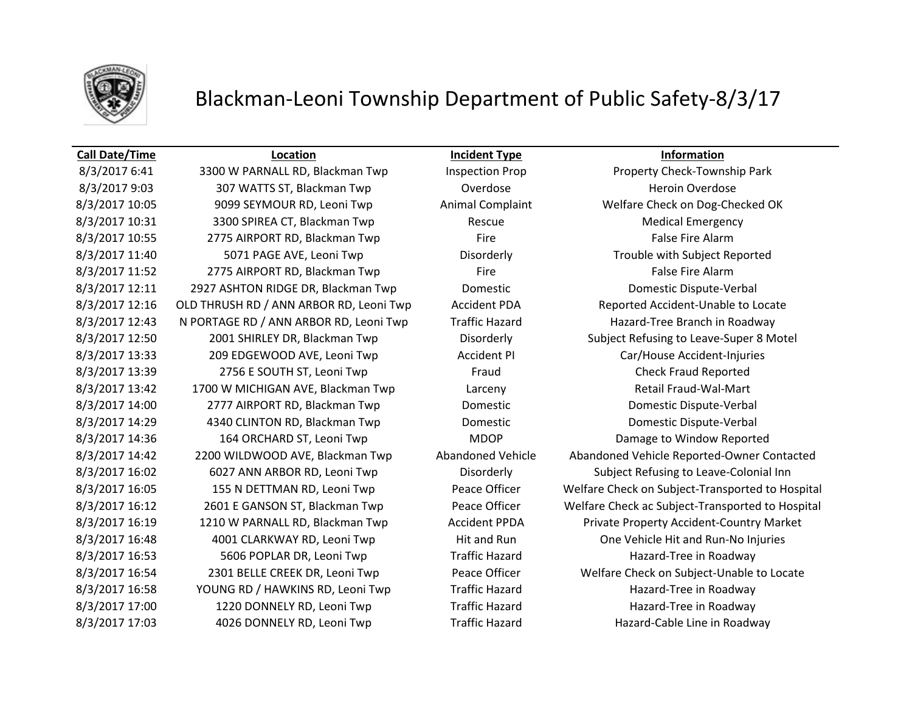# Blackman-Leoni Township Department of Public Safety-8/3/17

| Call Date/Time | Location | Incident Type | Information |
|---|---|---|---|
| 8/3/2017 6:41 | 3300 W PARNALL RD, Blackman Twp | Inspection Prop | Property Check-Township Park |
| 8/3/2017 9:03 | 307 WATTS ST, Blackman Twp | Overdose | Heroin Overdose |
| 8/3/2017 10:05 | 9099 SEYMOUR RD, Leoni Twp | Animal Complaint | Welfare Check on Dog-Checked OK |
| 8/3/2017 10:31 | 3300 SPIREA CT, Blackman Twp | Rescue | Medical Emergency |
| 8/3/2017 10:55 | 2775 AIRPORT RD, Blackman Twp | Fire | False Fire Alarm |
| 8/3/2017 11:40 | 5071 PAGE AVE, Leoni Twp | Disorderly | Trouble with Subject Reported |
| 8/3/2017 11:52 | 2775 AIRPORT RD, Blackman Twp | Fire | False Fire Alarm |
| 8/3/2017 12:11 | 2927 ASHTON RIDGE DR, Blackman Twp | Domestic | Domestic Dispute-Verbal |
| 8/3/2017 12:16 | OLD THRUSH RD / ANN ARBOR RD, Leoni Twp | Accident PDA | Reported Accident-Unable to Locate |
| 8/3/2017 12:43 | N PORTAGE RD / ANN ARBOR RD, Leoni Twp | Traffic Hazard | Hazard-Tree Branch in Roadway |
| 8/3/2017 12:50 | 2001 SHIRLEY DR, Blackman Twp | Disorderly | Subject Refusing to Leave-Super 8 Motel |
| 8/3/2017 13:33 | 209 EDGEWOOD AVE, Leoni Twp | Accident PI | Car/House Accident-Injuries |
| 8/3/2017 13:39 | 2756 E SOUTH ST, Leoni Twp | Fraud | Check Fraud Reported |
| 8/3/2017 13:42 | 1700 W MICHIGAN AVE, Blackman Twp | Larceny | Retail Fraud-Wal-Mart |
| 8/3/2017 14:00 | 2777 AIRPORT RD, Blackman Twp | Domestic | Domestic Dispute-Verbal |
| 8/3/2017 14:29 | 4340 CLINTON RD, Blackman Twp | Domestic | Domestic Dispute-Verbal |
| 8/3/2017 14:36 | 164 ORCHARD ST, Leoni Twp | MDOP | Damage to Window Reported |
| 8/3/2017 14:42 | 2200 WILDWOOD AVE, Blackman Twp | Abandoned Vehicle | Abandoned Vehicle Reported-Owner Contacted |
| 8/3/2017 16:02 | 6027 ANN ARBOR RD, Leoni Twp | Disorderly | Subject Refusing to Leave-Colonial Inn |
| 8/3/2017 16:05 | 155 N DETTMAN RD, Leoni Twp | Peace Officer | Welfare Check on Subject-Transported to Hospital |
| 8/3/2017 16:12 | 2601 E GANSON ST, Blackman Twp | Peace Officer | Welfare Check ac Subject-Transported to Hospital |
| 8/3/2017 16:19 | 1210 W PARNALL RD, Blackman Twp | Accident PPDA | Private Property Accident-Country Market |
| 8/3/2017 16:48 | 4001 CLARKWAY RD, Leoni Twp | Hit and Run | One Vehicle Hit and Run-No Injuries |
| 8/3/2017 16:53 | 5606 POPLAR DR, Leoni Twp | Traffic Hazard | Hazard-Tree in Roadway |
| 8/3/2017 16:54 | 2301 BELLE CREEK DR, Leoni Twp | Peace Officer | Welfare Check on Subject-Unable to Locate |
| 8/3/2017 16:58 | YOUNG RD / HAWKINS RD, Leoni Twp | Traffic Hazard | Hazard-Tree in Roadway |
| 8/3/2017 17:00 | 1220 DONNELY RD, Leoni Twp | Traffic Hazard | Hazard-Tree in Roadway |
| 8/3/2017 17:03 | 4026 DONNELY RD, Leoni Twp | Traffic Hazard | Hazard-Cable Line in Roadway |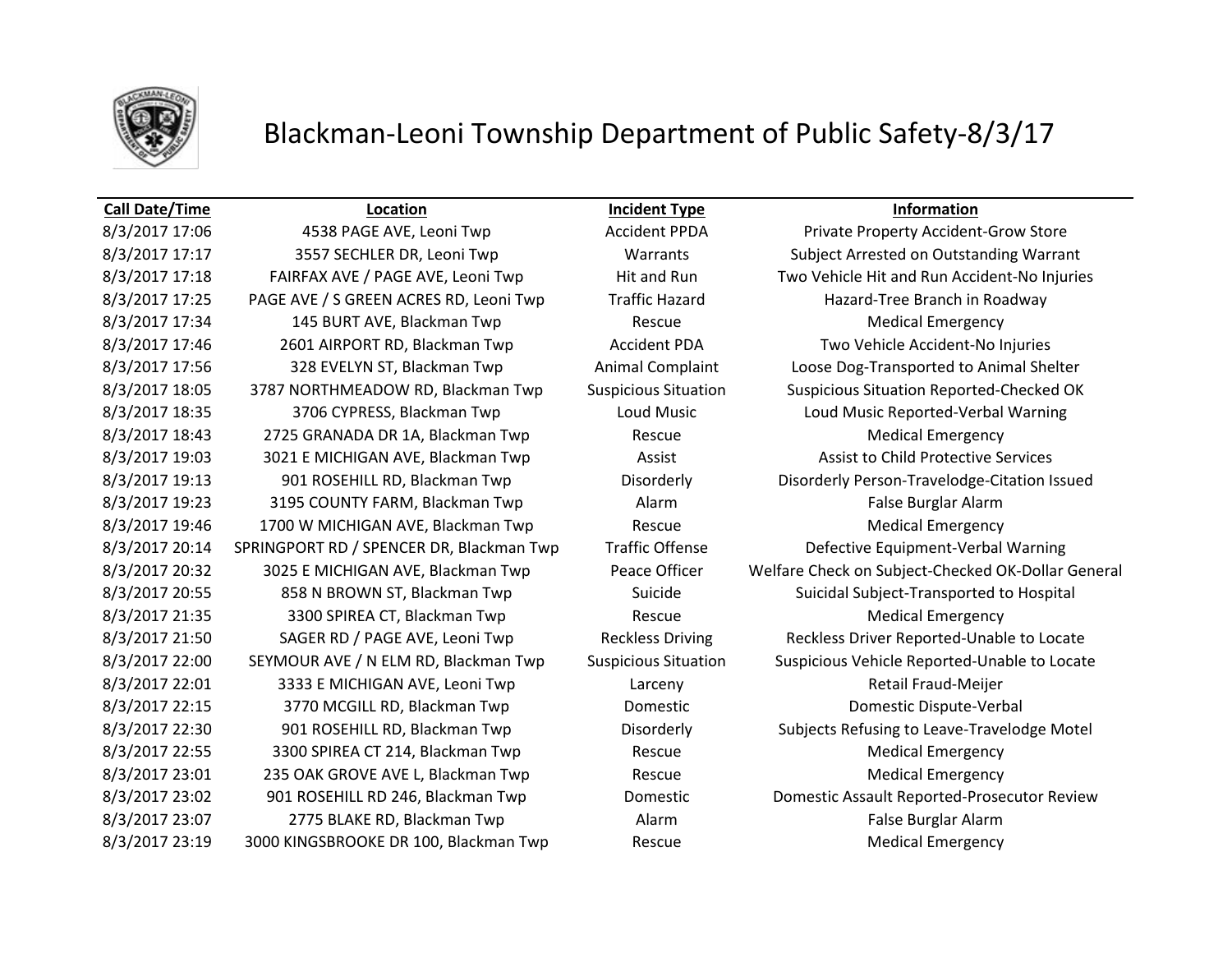# Blackman-Leoni Township Department of Public Safety-8/3/17

| Call Date/Time | Location | Incident Type | Information |
|---|---|---|---|
| 8/3/2017 17:06 | 4538 PAGE AVE, Leoni Twp | Accident PPDA | Private Property Accident-Grow Store |
| 8/3/2017 17:17 | 3557 SECHLER DR, Leoni Twp | Warrants | Subject Arrested on Outstanding Warrant |
| 8/3/2017 17:18 | FAIRFAX AVE / PAGE AVE, Leoni Twp | Hit and Run | Two Vehicle Hit and Run Accident-No Injuries |
| 8/3/2017 17:25 | PAGE AVE / S GREEN ACRES RD, Leoni Twp | Traffic Hazard | Hazard-Tree Branch in Roadway |
| 8/3/2017 17:34 | 145 BURT AVE, Blackman Twp | Rescue | Medical Emergency |
| 8/3/2017 17:46 | 2601 AIRPORT RD, Blackman Twp | Accident PDA | Two Vehicle Accident-No Injuries |
| 8/3/2017 17:56 | 328 EVELYN ST, Blackman Twp | Animal Complaint | Loose Dog-Transported to Animal Shelter |
| 8/3/2017 18:05 | 3787 NORTHMEADOW RD, Blackman Twp | Suspicious Situation | Suspicious Situation Reported-Checked OK |
| 8/3/2017 18:35 | 3706 CYPRESS, Blackman Twp | Loud Music | Loud Music Reported-Verbal Warning |
| 8/3/2017 18:43 | 2725 GRANADA DR 1A, Blackman Twp | Rescue | Medical Emergency |
| 8/3/2017 19:03 | 3021 E MICHIGAN AVE, Blackman Twp | Assist | Assist to Child Protective Services |
| 8/3/2017 19:13 | 901 ROSEHILL RD, Blackman Twp | Disorderly | Disorderly Person-Travelodge-Citation Issued |
| 8/3/2017 19:23 | 3195 COUNTY FARM, Blackman Twp | Alarm | False Burglar Alarm |
| 8/3/2017 19:46 | 1700 W MICHIGAN AVE, Blackman Twp | Rescue | Medical Emergency |
| 8/3/2017 20:14 | SPRINGPORT RD / SPENCER DR, Blackman Twp | Traffic Offense | Defective Equipment-Verbal Warning |
| 8/3/2017 20:32 | 3025 E MICHIGAN AVE, Blackman Twp | Peace Officer | Welfare Check on Subject-Checked OK-Dollar General |
| 8/3/2017 20:55 | 858 N BROWN ST, Blackman Twp | Suicide | Suicidal Subject-Transported to Hospital |
| 8/3/2017 21:35 | 3300 SPIREA CT, Blackman Twp | Rescue | Medical Emergency |
| 8/3/2017 21:50 | SAGER RD / PAGE AVE, Leoni Twp | Reckless Driving | Reckless Driver Reported-Unable to Locate |
| 8/3/2017 22:00 | SEYMOUR AVE / N ELM RD, Blackman Twp | Suspicious Situation | Suspicious Vehicle Reported-Unable to Locate |
| 8/3/2017 22:01 | 3333 E MICHIGAN AVE, Leoni Twp | Larceny | Retail Fraud-Meijer |
| 8/3/2017 22:15 | 3770 MCGILL RD, Blackman Twp | Domestic | Domestic Dispute-Verbal |
| 8/3/2017 22:30 | 901 ROSEHILL RD, Blackman Twp | Disorderly | Subjects Refusing to Leave-Travelodge Motel |
| 8/3/2017 22:55 | 3300 SPIREA CT 214, Blackman Twp | Rescue | Medical Emergency |
| 8/3/2017 23:01 | 235 OAK GROVE AVE L, Blackman Twp | Rescue | Medical Emergency |
| 8/3/2017 23:02 | 901 ROSEHILL RD 246, Blackman Twp | Domestic | Domestic Assault Reported-Prosecutor Review |
| 8/3/2017 23:07 | 2775 BLAKE RD, Blackman Twp | Alarm | False Burglar Alarm |
| 8/3/2017 23:19 | 3000 KINGSBROOKE DR 100, Blackman Twp | Rescue | Medical Emergency |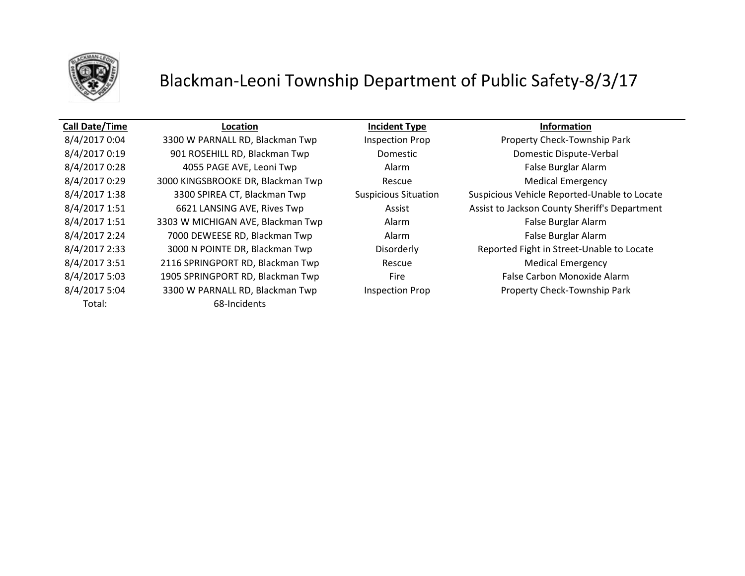# Blackman-Leoni Township Department of Public Safety-8/3/17

| Call Date/Time | Location | Incident Type | Information |
|---|---|---|---|
| 8/4/2017 0:04 | 3300 W PARNALL RD, Blackman Twp | Inspection Prop | Property Check-Township Park |
| 8/4/2017 0:19 | 901 ROSEHILL RD, Blackman Twp | Domestic | Domestic Dispute-Verbal |
| 8/4/2017 0:28 | 4055 PAGE AVE, Leoni Twp | Alarm | False Burglar Alarm |
| 8/4/2017 0:29 | 3000 KINGSBROOKE DR, Blackman Twp | Rescue | Medical Emergency |
| 8/4/2017 1:38 | 3300 SPIREA CT, Blackman Twp | Suspicious Situation | Suspicious Vehicle Reported-Unable to Locate |
| 8/4/2017 1:51 | 6621 LANSING AVE, Rives Twp | Assist | Assist to Jackson County Sheriff's Department |
| 8/4/2017 1:51 | 3303 W MICHIGAN AVE, Blackman Twp | Alarm | False Burglar Alarm |
| 8/4/2017 2:24 | 7000 DEWEESE RD, Blackman Twp | Alarm | False Burglar Alarm |
| 8/4/2017 2:33 | 3000 N POINTE DR, Blackman Twp | Disorderly | Reported Fight in Street-Unable to Locate |
| 8/4/2017 3:51 | 2116 SPRINGPORT RD, Blackman Twp | Rescue | Medical Emergency |
| 8/4/2017 5:03 | 1905 SPRINGPORT RD, Blackman Twp | Fire | False Carbon Monoxide Alarm |
| 8/4/2017 5:04 | 3300 W PARNALL RD, Blackman Twp | Inspection Prop | Property Check-Township Park |
| Total: | 68-Incidents | | |